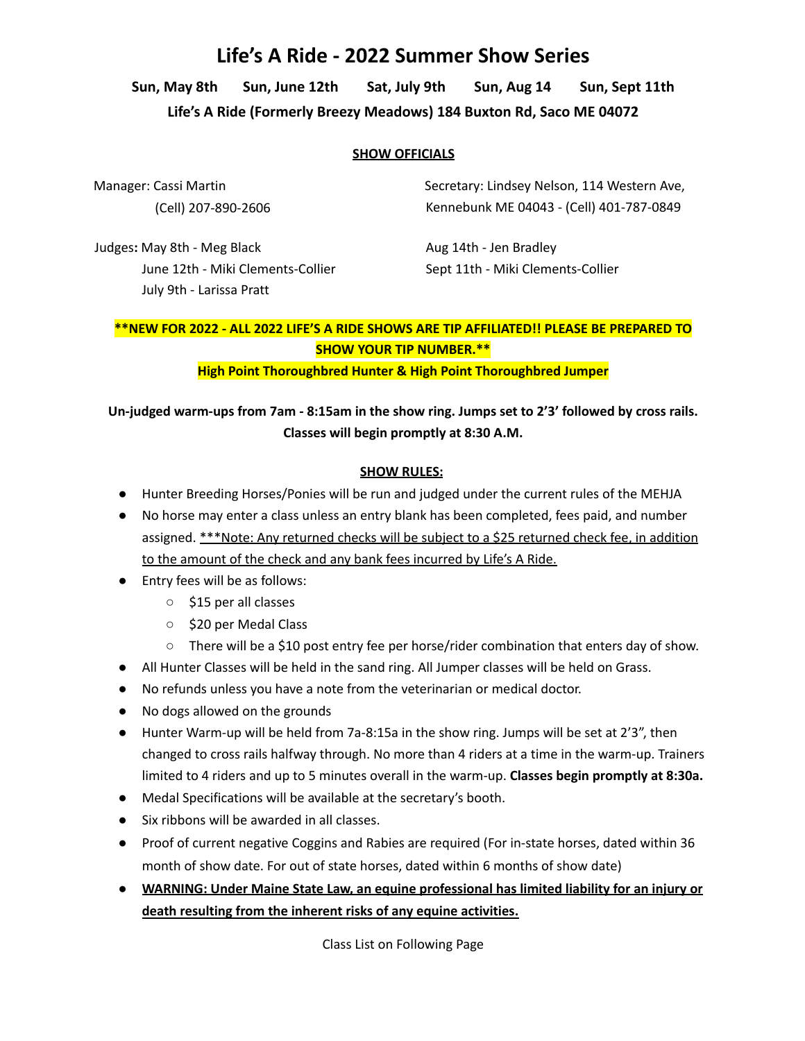# Life's A Ride - 2022 Summer Show Series

**Sun, May 8th    Sun, June 12th    Sat, July 9th    Sun, Aug 14    Sun, Sept 11th**

**Life's A Ride (Formerly Breezy Meadows) 184 Buxton Rd, Saco ME 04072**

## SHOW OFFICIALS

Manager: Cassi Martin
(Cell) 207-890-2606

Secretary: Lindsey Nelson, 114 Western Ave, Kennebunk ME 04043 - (Cell) 401-787-0849

**Judges:** May 8th - Meg Black
June 12th - Miki Clements-Collier
July 9th - Larissa Pratt
Aug 14th - Jen Bradley
Sept 11th - Miki Clements-Collier

**\*\*NEW FOR 2022 - ALL 2022 LIFE'S A RIDE SHOWS ARE TIP AFFILIATED!! PLEASE BE PREPARED TO SHOW YOUR TIP NUMBER.\*\***

**High Point Thoroughbred Hunter & High Point Thoroughbred Jumper**

**Un-judged warm-ups from 7am - 8:15am in the show ring. Jumps set to 2'3' followed by cross rails. Classes will begin promptly at 8:30 A.M.**

## SHOW RULES:

- Hunter Breeding Horses/Ponies will be run and judged under the current rules of the MEHJA
- No horse may enter a class unless an entry blank has been completed, fees paid, and number assigned. ***Note: Any returned checks will be subject to a $25 returned check fee, in addition to the amount of the check and any bank fees incurred by Life's A Ride.
- Entry fees will be as follows:
  - $15 per all classes
  - $20 per Medal Class
  - There will be a $10 post entry fee per horse/rider combination that enters day of show.
- All Hunter Classes will be held in the sand ring. All Jumper classes will be held on Grass.
- No refunds unless you have a note from the veterinarian or medical doctor.
- No dogs allowed on the grounds
- Hunter Warm-up will be held from 7a-8:15a in the show ring. Jumps will be set at 2'3", then changed to cross rails halfway through. No more than 4 riders at a time in the warm-up. Trainers limited to 4 riders and up to 5 minutes overall in the warm-up. **Classes begin promptly at 8:30a.**
- Medal Specifications will be available at the secretary's booth.
- Six ribbons will be awarded in all classes.
- Proof of current negative Coggins and Rabies are required (For in-state horses, dated within 36 month of show date. For out of state horses, dated within 6 months of show date)
- **WARNING: Under Maine State Law, an equine professional has limited liability for an injury or death resulting from the inherent risks of any equine activities.**

Class List on Following Page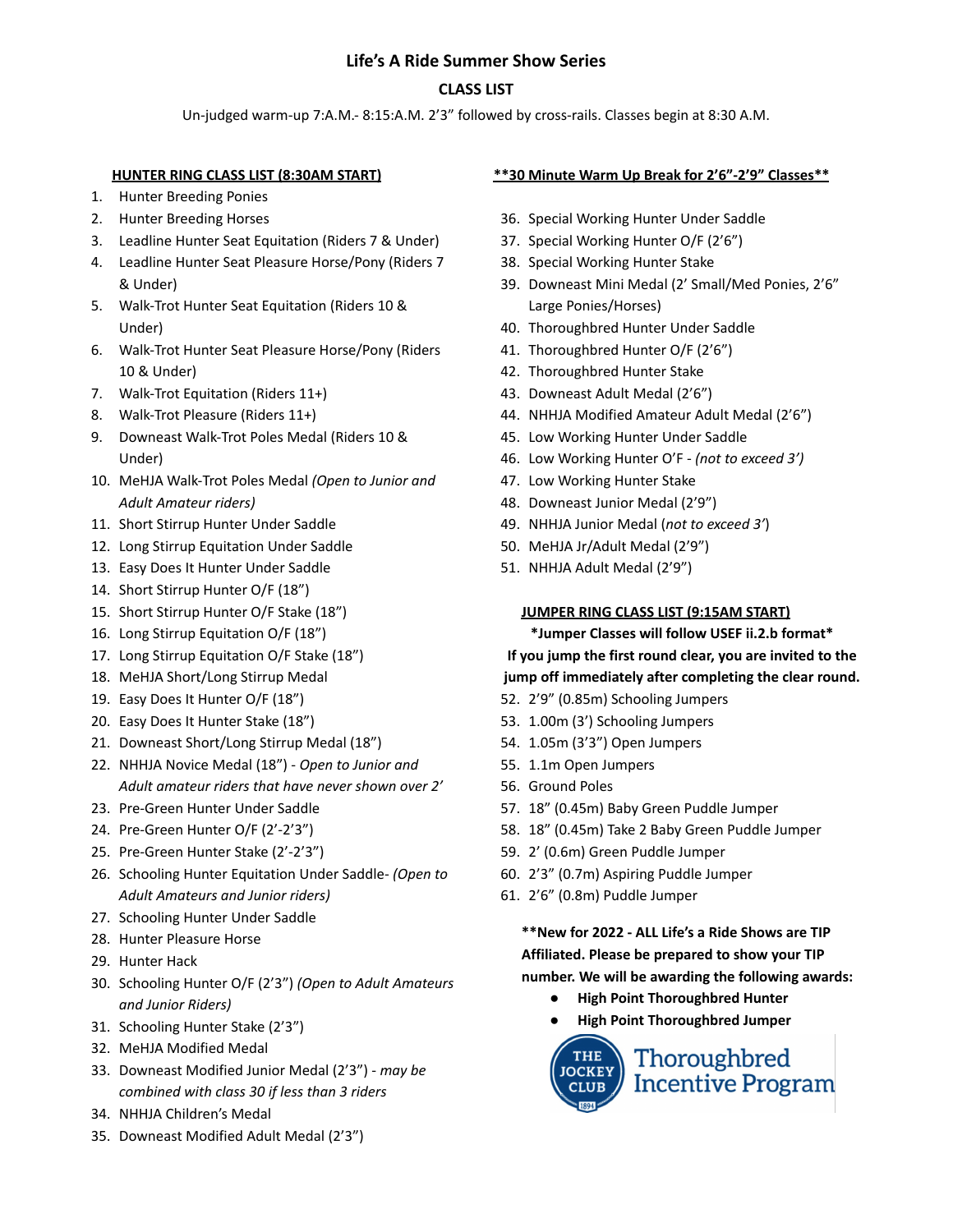# Life's A Ride Summer Show Series

## CLASS LIST

Un-judged warm-up 7:A.M.- 8:15:A.M. 2'3" followed by cross-rails. Classes begin at 8:30 A.M.

### HUNTER RING CLASS LIST (8:30AM START)

1. Hunter Breeding Ponies
2. Hunter Breeding Horses
3. Leadline Hunter Seat Equitation (Riders 7 & Under)
4. Leadline Hunter Seat Pleasure Horse/Pony (Riders 7 & Under)
5. Walk-Trot Hunter Seat Equitation (Riders 10 & Under)
6. Walk-Trot Hunter Seat Pleasure Horse/Pony (Riders 10 & Under)
7. Walk-Trot Equitation (Riders 11+)
8. Walk-Trot Pleasure (Riders 11+)
9. Downeast Walk-Trot Poles Medal (Riders 10 & Under)
10. MeHJA Walk-Trot Poles Medal *(Open to Junior and Adult Amateur riders)*
11. Short Stirrup Hunter Under Saddle
12. Long Stirrup Equitation Under Saddle
13. Easy Does It Hunter Under Saddle
14. Short Stirrup Hunter O/F (18")
15. Short Stirrup Hunter O/F Stake (18")
16. Long Stirrup Equitation O/F (18")
17. Long Stirrup Equitation O/F Stake (18")
18. MeHJA Short/Long Stirrup Medal
19. Easy Does It Hunter O/F (18")
20. Easy Does It Hunter Stake (18")
21. Downeast Short/Long Stirrup Medal (18")
22. NHHJA Novice Medal (18") - *Open to Junior and Adult amateur riders that have never shown over 2'*
23. Pre-Green Hunter Under Saddle
24. Pre-Green Hunter O/F (2'-2'3")
25. Pre-Green Hunter Stake (2'-2'3")
26. Schooling Hunter Equitation Under Saddle- *(Open to Adult Amateurs and Junior riders)*
27. Schooling Hunter Under Saddle
28. Hunter Pleasure Horse
29. Hunter Hack
30. Schooling Hunter O/F (2'3") *(Open to Adult Amateurs and Junior Riders)*
31. Schooling Hunter Stake (2'3")
32. MeHJA Modified Medal
33. Downeast Modified Junior Medal (2'3") - *may be combined with class 30 if less than 3 riders*
34. NHHJA Children's Medal
35. Downeast Modified Adult Medal (2'3")

### **30 Minute Warm Up Break for 2'6"-2'9" Classes**

36. Special Working Hunter Under Saddle
37. Special Working Hunter O/F (2'6")
38. Special Working Hunter Stake
39. Downeast Mini Medal (2' Small/Med Ponies, 2'6" Large Ponies/Horses)
40. Thoroughbred Hunter Under Saddle
41. Thoroughbred Hunter O/F (2'6")
42. Thoroughbred Hunter Stake
43. Downeast Adult Medal (2'6")
44. NHHJA Modified Amateur Adult Medal (2'6")
45. Low Working Hunter Under Saddle
46. Low Working Hunter O'F - *(not to exceed 3')*
47. Low Working Hunter Stake
48. Downeast Junior Medal (2'9")
49. NHHJA Junior Medal (*not to exceed 3'*)
50. MeHJA Jr/Adult Medal (2'9")
51. NHHJA Adult Medal (2'9")

### JUMPER RING CLASS LIST (9:15AM START)

**\*Jumper Classes will follow USEF ii.2.b format\***

**If you jump the first round clear, you are invited to the jump off immediately after completing the clear round.**

52. 2'9" (0.85m) Schooling Jumpers
53. 1.00m (3') Schooling Jumpers
54. 1.05m (3'3") Open Jumpers
55. 1.1m Open Jumpers
56. Ground Poles
57. 18" (0.45m) Baby Green Puddle Jumper
58. 18" (0.45m) Take 2 Baby Green Puddle Jumper
59. 2' (0.6m) Green Puddle Jumper
60. 2'3" (0.7m) Aspiring Puddle Jumper
61. 2'6" (0.8m) Puddle Jumper

**\*\*New for 2022 - ALL Life's a Ride Shows are TIP Affiliated. Please be prepared to show your TIP number. We will be awarding the following awards:**

- **High Point Thoroughbred Hunter**
- **High Point Thoroughbred Jumper**

THE JOCKEY CLUB 1894 Thoroughbred Incentive Program